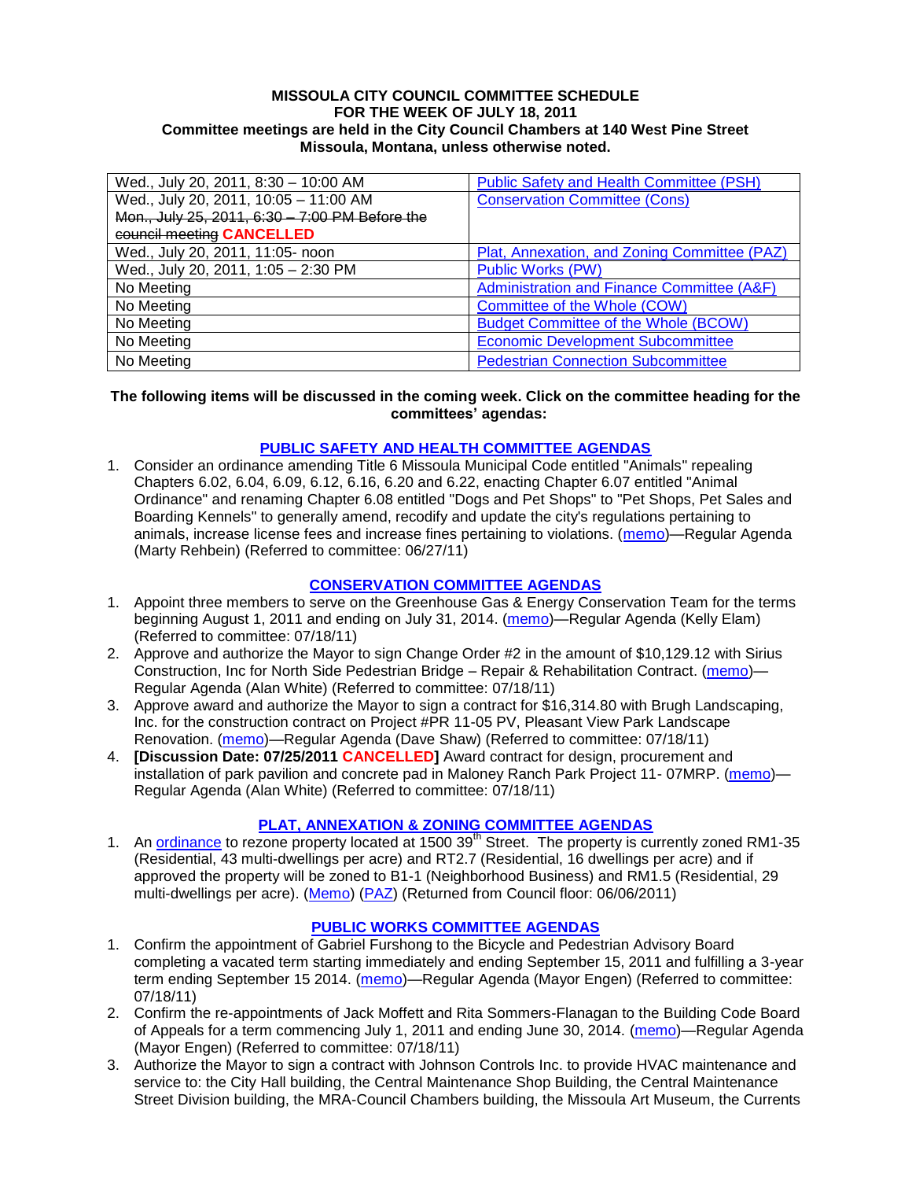**MISSOULA CITY COUNCIL COMMITTEE SCHEDULE**
**FOR THE WEEK OF JULY 18, 2011**
**Committee meetings are held in the City Council Chambers at 140 West Pine Street Missoula, Montana, unless otherwise noted.**

| | |
|---|---|
| Wed., July 20, 2011, 8:30 – 10:00 AM | Public Safety and Health Committee (PSH) |
| Wed., July 20, 2011, 10:05 – 11:00 AM<br>~~Mon., July 25, 2011, 6:30 – 7:00 PM Before the council meeting~~ **CANCELLED** | Conservation Committee (Cons) |
| Wed., July 20, 2011, 11:05- noon | Plat, Annexation, and Zoning Committee (PAZ) |
| Wed., July 20, 2011, 1:05 – 2:30 PM | Public Works (PW) |
| No Meeting | Administration and Finance Committee (A&F) |
| No Meeting | Committee of the Whole (COW) |
| No Meeting | Budget Committee of the Whole (BCOW) |
| No Meeting | Economic Development Subcommittee |
| No Meeting | Pedestrian Connection Subcommittee |

**The following items will be discussed in the coming week. Click on the committee heading for the committees' agendas:**

## PUBLIC SAFETY AND HEALTH COMMITTEE AGENDAS

1. Consider an ordinance amending Title 6 Missoula Municipal Code entitled "Animals" repealing Chapters 6.02, 6.04, 6.09, 6.12, 6.16, 6.20 and 6.22, enacting Chapter 6.07 entitled "Animal Ordinance" and renaming Chapter 6.08 entitled "Dogs and Pet Shops" to "Pet Shops, Pet Sales and Boarding Kennels" to generally amend, recodify and update the city's regulations pertaining to animals, increase license fees and increase fines pertaining to violations. (memo)—Regular Agenda (Marty Rehbein) (Referred to committee: 06/27/11)

## CONSERVATION COMMITTEE AGENDAS

1. Appoint three members to serve on the Greenhouse Gas & Energy Conservation Team for the terms beginning August 1, 2011 and ending on July 31, 2014. (memo)—Regular Agenda (Kelly Elam) (Referred to committee: 07/18/11)
2. Approve and authorize the Mayor to sign Change Order #2 in the amount of $10,129.12 with Sirius Construction, Inc for North Side Pedestrian Bridge – Repair & Rehabilitation Contract. (memo)—Regular Agenda (Alan White) (Referred to committee: 07/18/11)
3. Approve award and authorize the Mayor to sign a contract for $16,314.80 with Brugh Landscaping, Inc. for the construction contract on Project #PR 11-05 PV, Pleasant View Park Landscape Renovation. (memo)—Regular Agenda (Dave Shaw) (Referred to committee: 07/18/11)
4. **[Discussion Date: 07/25/2011 CANCELLED]** Award contract for design, procurement and installation of park pavilion and concrete pad in Maloney Ranch Park Project 11- 07MRP. (memo)—Regular Agenda (Alan White) (Referred to committee: 07/18/11)

## PLAT, ANNEXATION & ZONING COMMITTEE AGENDAS

1. An ordinance to rezone property located at 1500 39th Street. The property is currently zoned RM1-35 (Residential, 43 multi-dwellings per acre) and RT2.7 (Residential, 16 dwellings per acre) and if approved the property will be zoned to B1-1 (Neighborhood Business) and RM1.5 (Residential, 29 multi-dwellings per acre). (Memo) (PAZ) (Returned from Council floor: 06/06/2011)

## PUBLIC WORKS COMMITTEE AGENDAS

1. Confirm the appointment of Gabriel Furshong to the Bicycle and Pedestrian Advisory Board completing a vacated term starting immediately and ending September 15, 2011 and fulfilling a 3-year term ending September 15 2014. (memo)—Regular Agenda (Mayor Engen) (Referred to committee: 07/18/11)
2. Confirm the re-appointments of Jack Moffett and Rita Sommers-Flanagan to the Building Code Board of Appeals for a term commencing July 1, 2011 and ending June 30, 2014. (memo)—Regular Agenda (Mayor Engen) (Referred to committee: 07/18/11)
3. Authorize the Mayor to sign a contract with Johnson Controls Inc. to provide HVAC maintenance and service to: the City Hall building, the Central Maintenance Shop Building, the Central Maintenance Street Division building, the MRA-Council Chambers building, the Missoula Art Museum, the Currents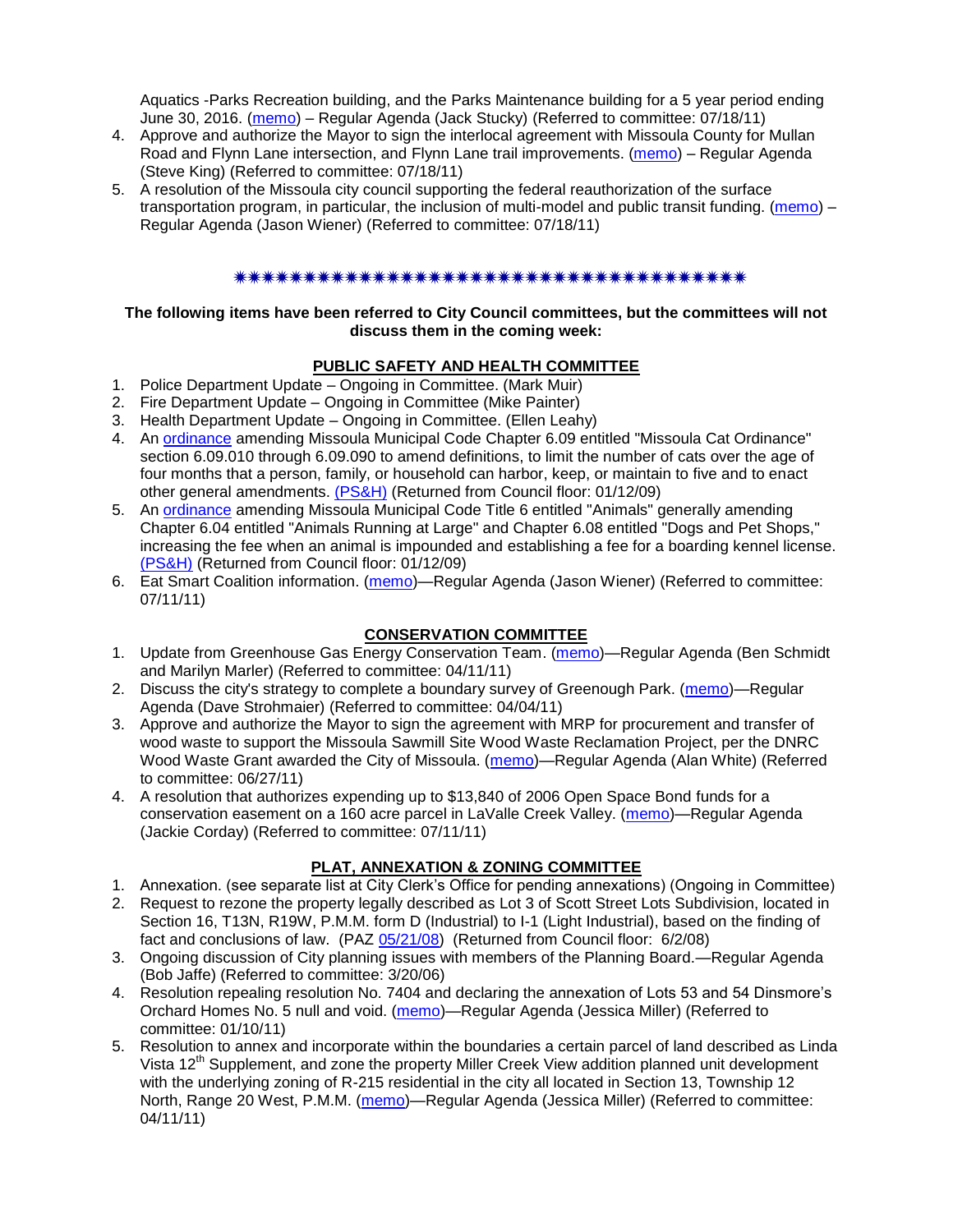Aquatics -Parks Recreation building, and the Parks Maintenance building for a 5 year period ending June 30, 2016. (memo) – Regular Agenda (Jack Stucky) (Referred to committee: 07/18/11)

4. Approve and authorize the Mayor to sign the interlocal agreement with Missoula County for Mullan Road and Flynn Lane intersection, and Flynn Lane trail improvements. (memo) – Regular Agenda (Steve King) (Referred to committee: 07/18/11)
5. A resolution of the Missoula city council supporting the federal reauthorization of the surface transportation program, in particular, the inclusion of multi-model and public transit funding. (memo) – Regular Agenda (Jason Wiener) (Referred to committee: 07/18/11)

✷✷✷✷✷✷✷✷✷✷✷✷✷✷✷✷✷✷✷✷✷✷✷✷✷✷✷✷✷✷✷✷✷✷✷✷✷✷✷

**The following items have been referred to City Council committees, but the committees will not discuss them in the coming week:**

## PUBLIC SAFETY AND HEALTH COMMITTEE

1. Police Department Update – Ongoing in Committee. (Mark Muir)
2. Fire Department Update – Ongoing in Committee (Mike Painter)
3. Health Department Update – Ongoing in Committee. (Ellen Leahy)
4. An ordinance amending Missoula Municipal Code Chapter 6.09 entitled "Missoula Cat Ordinance" section 6.09.010 through 6.09.090 to amend definitions, to limit the number of cats over the age of four months that a person, family, or household can harbor, keep, or maintain to five and to enact other general amendments. (PS&H) (Returned from Council floor: 01/12/09)
5. An ordinance amending Missoula Municipal Code Title 6 entitled "Animals" generally amending Chapter 6.04 entitled "Animals Running at Large" and Chapter 6.08 entitled "Dogs and Pet Shops," increasing the fee when an animal is impounded and establishing a fee for a boarding kennel license. (PS&H) (Returned from Council floor: 01/12/09)
6. Eat Smart Coalition information. (memo)—Regular Agenda (Jason Wiener) (Referred to committee: 07/11/11)

## CONSERVATION COMMITTEE

1. Update from Greenhouse Gas Energy Conservation Team. (memo)—Regular Agenda (Ben Schmidt and Marilyn Marler) (Referred to committee: 04/11/11)
2. Discuss the city's strategy to complete a boundary survey of Greenough Park. (memo)—Regular Agenda (Dave Strohmaier) (Referred to committee: 04/04/11)
3. Approve and authorize the Mayor to sign the agreement with MRP for procurement and transfer of wood waste to support the Missoula Sawmill Site Wood Waste Reclamation Project, per the DNRC Wood Waste Grant awarded the City of Missoula. (memo)—Regular Agenda (Alan White) (Referred to committee: 06/27/11)
4. A resolution that authorizes expending up to $13,840 of 2006 Open Space Bond funds for a conservation easement on a 160 acre parcel in LaValle Creek Valley. (memo)—Regular Agenda (Jackie Corday) (Referred to committee: 07/11/11)

## PLAT, ANNEXATION & ZONING COMMITTEE

1. Annexation. (see separate list at City Clerk's Office for pending annexations) (Ongoing in Committee)
2. Request to rezone the property legally described as Lot 3 of Scott Street Lots Subdivision, located in Section 16, T13N, R19W, P.M.M. form D (Industrial) to I-1 (Light Industrial), based on the finding of fact and conclusions of law. (PAZ 05/21/08) (Returned from Council floor: 6/2/08)
3. Ongoing discussion of City planning issues with members of the Planning Board.—Regular Agenda (Bob Jaffe) (Referred to committee: 3/20/06)
4. Resolution repealing resolution No. 7404 and declaring the annexation of Lots 53 and 54 Dinsmore's Orchard Homes No. 5 null and void. (memo)—Regular Agenda (Jessica Miller) (Referred to committee: 01/10/11)
5. Resolution to annex and incorporate within the boundaries a certain parcel of land described as Linda Vista 12th Supplement, and zone the property Miller Creek View addition planned unit development with the underlying zoning of R-215 residential in the city all located in Section 13, Township 12 North, Range 20 West, P.M.M. (memo)—Regular Agenda (Jessica Miller) (Referred to committee: 04/11/11)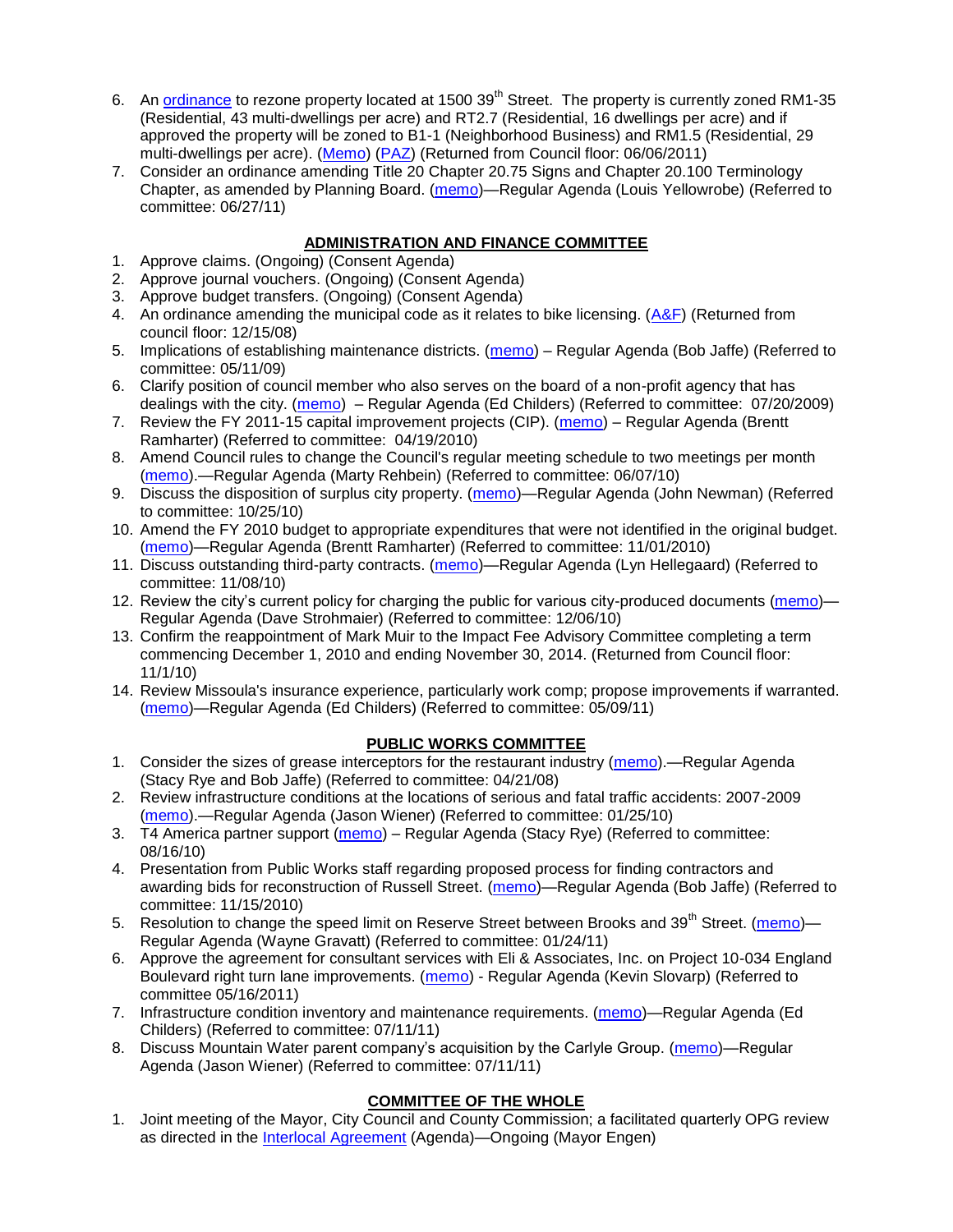6. An ordinance to rezone property located at 1500 39th Street. The property is currently zoned RM1-35 (Residential, 43 multi-dwellings per acre) and RT2.7 (Residential, 16 dwellings per acre) and if approved the property will be zoned to B1-1 (Neighborhood Business) and RM1.5 (Residential, 29 multi-dwellings per acre). (Memo) (PAZ) (Returned from Council floor: 06/06/2011)
7. Consider an ordinance amending Title 20 Chapter 20.75 Signs and Chapter 20.100 Terminology Chapter, as amended by Planning Board. (memo)—Regular Agenda (Louis Yellowrobe) (Referred to committee: 06/27/11)

## ADMINISTRATION AND FINANCE COMMITTEE

1. Approve claims. (Ongoing) (Consent Agenda)
2. Approve journal vouchers. (Ongoing) (Consent Agenda)
3. Approve budget transfers. (Ongoing) (Consent Agenda)
4. An ordinance amending the municipal code as it relates to bike licensing. (A&F) (Returned from council floor: 12/15/08)
5. Implications of establishing maintenance districts. (memo) – Regular Agenda (Bob Jaffe) (Referred to committee: 05/11/09)
6. Clarify position of council member who also serves on the board of a non-profit agency that has dealings with the city. (memo) – Regular Agenda (Ed Childers) (Referred to committee: 07/20/2009)
7. Review the FY 2011-15 capital improvement projects (CIP). (memo) – Regular Agenda (Brentt Ramharter) (Referred to committee: 04/19/2010)
8. Amend Council rules to change the Council's regular meeting schedule to two meetings per month (memo).—Regular Agenda (Marty Rehbein) (Referred to committee: 06/07/10)
9. Discuss the disposition of surplus city property. (memo)—Regular Agenda (John Newman) (Referred to committee: 10/25/10)
10. Amend the FY 2010 budget to appropriate expenditures that were not identified in the original budget. (memo)—Regular Agenda (Brentt Ramharter) (Referred to committee: 11/01/2010)
11. Discuss outstanding third-party contracts. (memo)—Regular Agenda (Lyn Hellegaard) (Referred to committee: 11/08/10)
12. Review the city's current policy for charging the public for various city-produced documents (memo)—Regular Agenda (Dave Strohmaier) (Referred to committee: 12/06/10)
13. Confirm the reappointment of Mark Muir to the Impact Fee Advisory Committee completing a term commencing December 1, 2010 and ending November 30, 2014. (Returned from Council floor: 11/1/10)
14. Review Missoula's insurance experience, particularly work comp; propose improvements if warranted. (memo)—Regular Agenda (Ed Childers) (Referred to committee: 05/09/11)

## PUBLIC WORKS COMMITTEE

1. Consider the sizes of grease interceptors for the restaurant industry (memo).—Regular Agenda (Stacy Rye and Bob Jaffe) (Referred to committee: 04/21/08)
2. Review infrastructure conditions at the locations of serious and fatal traffic accidents: 2007-2009 (memo).—Regular Agenda (Jason Wiener) (Referred to committee: 01/25/10)
3. T4 America partner support (memo) – Regular Agenda (Stacy Rye) (Referred to committee: 08/16/10)
4. Presentation from Public Works staff regarding proposed process for finding contractors and awarding bids for reconstruction of Russell Street. (memo)—Regular Agenda (Bob Jaffe) (Referred to committee: 11/15/2010)
5. Resolution to change the speed limit on Reserve Street between Brooks and 39th Street. (memo)—Regular Agenda (Wayne Gravatt) (Referred to committee: 01/24/11)
6. Approve the agreement for consultant services with Eli & Associates, Inc. on Project 10-034 England Boulevard right turn lane improvements. (memo) - Regular Agenda (Kevin Slovarp) (Referred to committee 05/16/2011)
7. Infrastructure condition inventory and maintenance requirements. (memo)—Regular Agenda (Ed Childers) (Referred to committee: 07/11/11)
8. Discuss Mountain Water parent company's acquisition by the Carlyle Group. (memo)—Regular Agenda (Jason Wiener) (Referred to committee: 07/11/11)

## COMMITTEE OF THE WHOLE

1. Joint meeting of the Mayor, City Council and County Commission; a facilitated quarterly OPG review as directed in the Interlocal Agreement (Agenda)—Ongoing (Mayor Engen)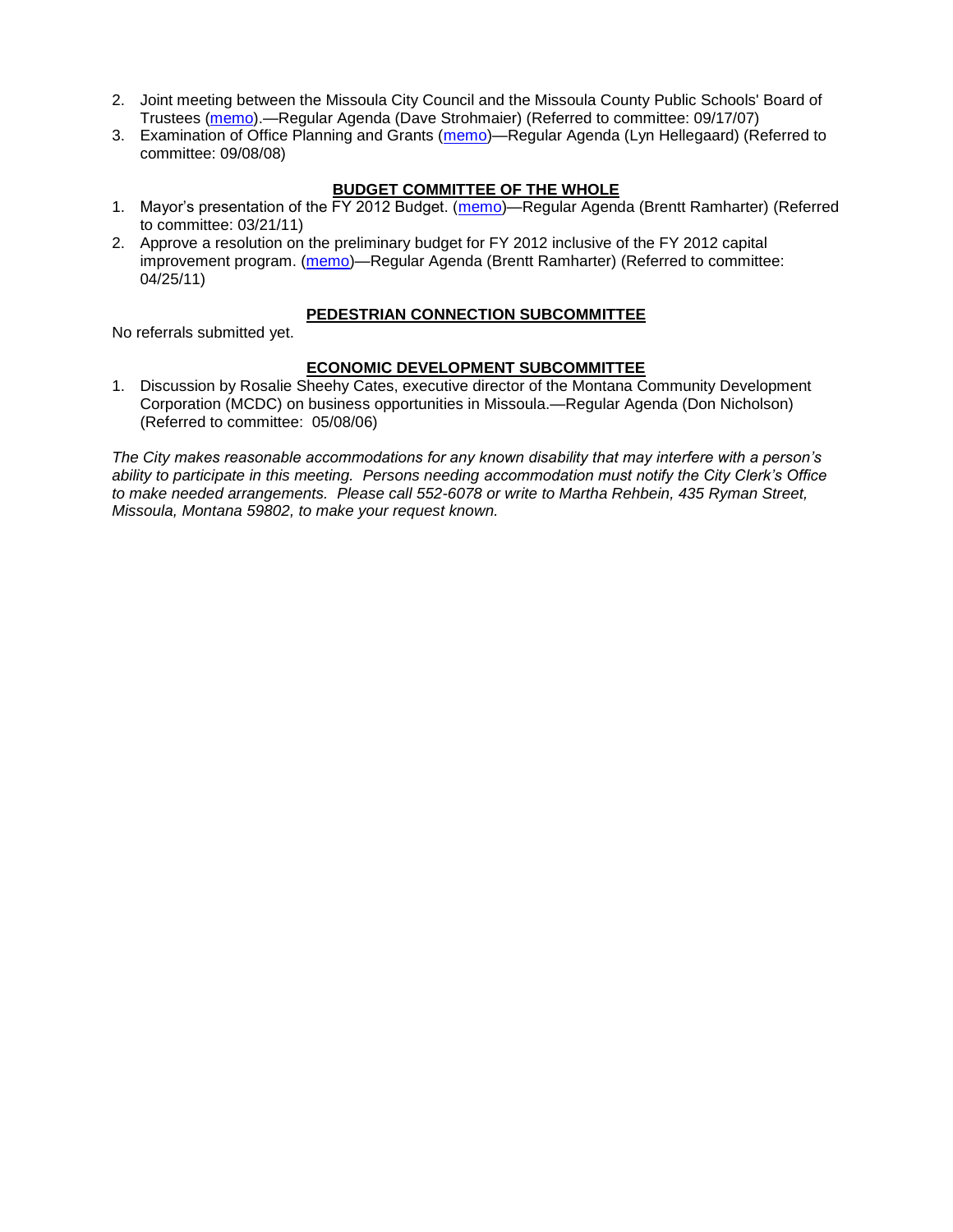2. Joint meeting between the Missoula City Council and the Missoula County Public Schools' Board of Trustees (memo).—Regular Agenda (Dave Strohmaier) (Referred to committee: 09/17/07)
3. Examination of Office Planning and Grants (memo)—Regular Agenda (Lyn Hellegaard) (Referred to committee: 09/08/08)

### BUDGET COMMITTEE OF THE WHOLE

1. Mayor's presentation of the FY 2012 Budget. (memo)—Regular Agenda (Brentt Ramharter) (Referred to committee: 03/21/11)
2. Approve a resolution on the preliminary budget for FY 2012 inclusive of the FY 2012 capital improvement program. (memo)—Regular Agenda (Brentt Ramharter) (Referred to committee: 04/25/11)

### PEDESTRIAN CONNECTION SUBCOMMITTEE

No referrals submitted yet.

### ECONOMIC DEVELOPMENT SUBCOMMITTEE

1. Discussion by Rosalie Sheehy Cates, executive director of the Montana Community Development Corporation (MCDC) on business opportunities in Missoula.—Regular Agenda (Don Nicholson) (Referred to committee: 05/08/06)

*The City makes reasonable accommodations for any known disability that may interfere with a person's ability to participate in this meeting. Persons needing accommodation must notify the City Clerk's Office to make needed arrangements. Please call 552-6078 or write to Martha Rehbein, 435 Ryman Street, Missoula, Montana 59802, to make your request known.*